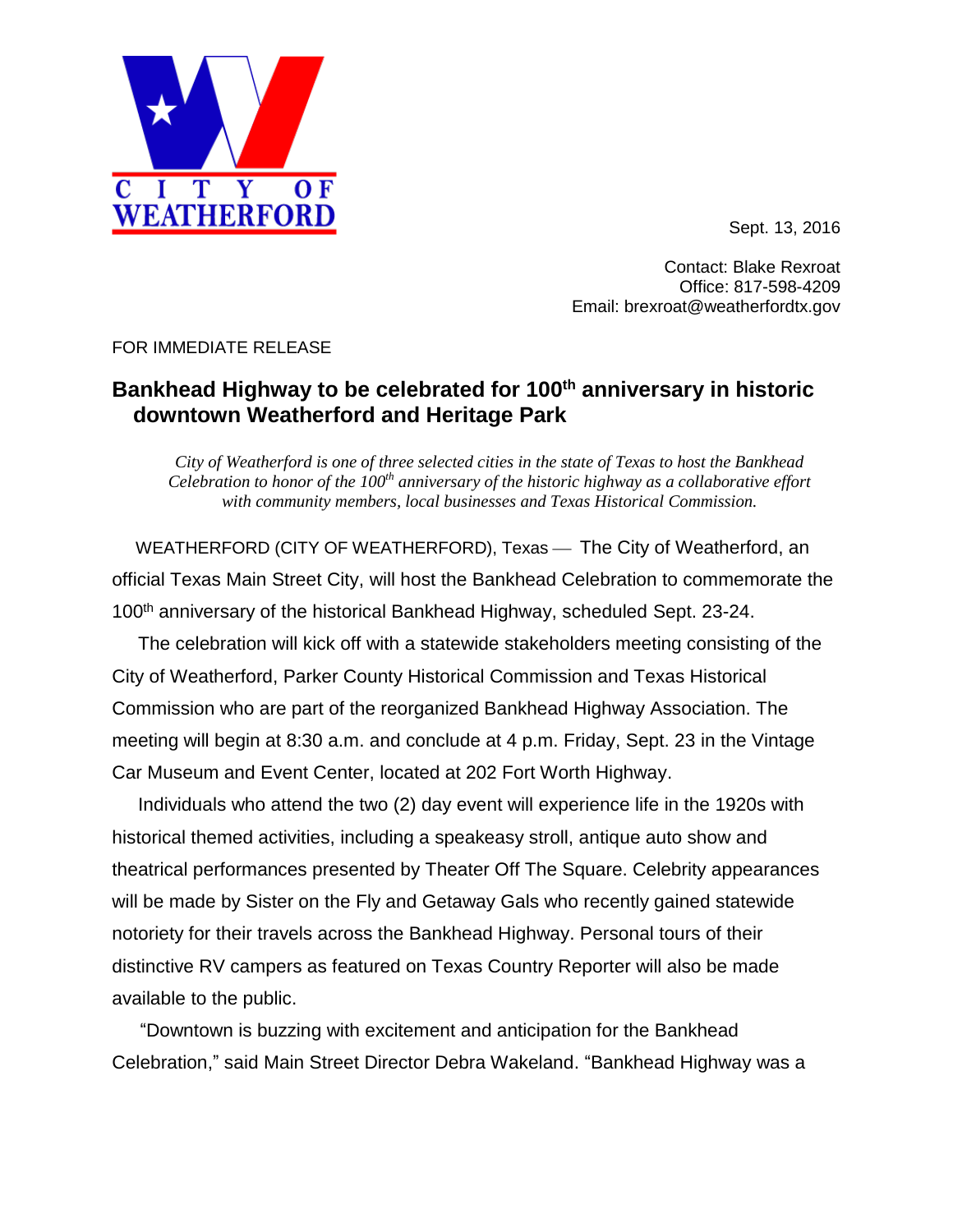CITY OF WEATHERFORD

Sept. 13, 2016

Contact: Blake Rexroat
Office: 817-598-4209
Email: brexroat@weatherfordtx.gov

FOR IMMEDIATE RELEASE

## Bankhead Highway to be celebrated for 100th anniversary in historic downtown Weatherford and Heritage Park

*City of Weatherford is one of three selected cities in the state of Texas to host the Bankhead Celebration to honor of the 100th anniversary of the historic highway as a collaborative effort with community members, local businesses and Texas Historical Commission.*

WEATHERFORD (CITY OF WEATHERFORD), Texas — The City of Weatherford, an official Texas Main Street City, will host the Bankhead Celebration to commemorate the 100th anniversary of the historical Bankhead Highway, scheduled Sept. 23-24.

The celebration will kick off with a statewide stakeholders meeting consisting of the City of Weatherford, Parker County Historical Commission and Texas Historical Commission who are part of the reorganized Bankhead Highway Association. The meeting will begin at 8:30 a.m. and conclude at 4 p.m. Friday, Sept. 23 in the Vintage Car Museum and Event Center, located at 202 Fort Worth Highway.

Individuals who attend the two (2) day event will experience life in the 1920s with historical themed activities, including a speakeasy stroll, antique auto show and theatrical performances presented by Theater Off The Square. Celebrity appearances will be made by Sister on the Fly and Getaway Gals who recently gained statewide notoriety for their travels across the Bankhead Highway. Personal tours of their distinctive RV campers as featured on Texas Country Reporter will also be made available to the public.

"Downtown is buzzing with excitement and anticipation for the Bankhead Celebration," said Main Street Director Debra Wakeland. "Bankhead Highway was a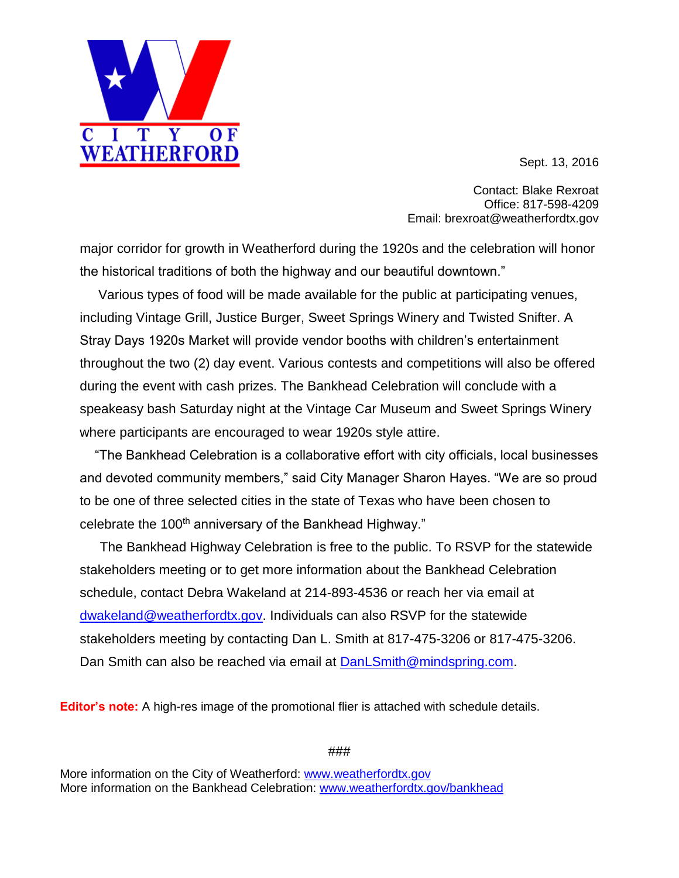Sept. 13, 2016

Contact: Blake Rexroat
Office: 817-598-4209
Email: brexroat@weatherfordtx.gov

major corridor for growth in Weatherford during the 1920s and the celebration will honor the historical traditions of both the highway and our beautiful downtown."

Various types of food will be made available for the public at participating venues, including Vintage Grill, Justice Burger, Sweet Springs Winery and Twisted Snifter. A Stray Days 1920s Market will provide vendor booths with children's entertainment throughout the two (2) day event. Various contests and competitions will also be offered during the event with cash prizes. The Bankhead Celebration will conclude with a speakeasy bash Saturday night at the Vintage Car Museum and Sweet Springs Winery where participants are encouraged to wear 1920s style attire.

"The Bankhead Celebration is a collaborative effort with city officials, local businesses and devoted community members," said City Manager Sharon Hayes. "We are so proud to be one of three selected cities in the state of Texas who have been chosen to celebrate the 100th anniversary of the Bankhead Highway."

The Bankhead Highway Celebration is free to the public. To RSVP for the statewide stakeholders meeting or to get more information about the Bankhead Celebration schedule, contact Debra Wakeland at 214-893-4536 or reach her via email at dwakeland@weatherfordtx.gov. Individuals can also RSVP for the statewide stakeholders meeting by contacting Dan L. Smith at 817-475-3206 or 817-475-3206. Dan Smith can also be reached via email at DanLSmith@mindspring.com.

**Editor's note:** A high-res image of the promotional flier is attached with schedule details.

###

More information on the City of Weatherford: www.weatherfordtx.gov
More information on the Bankhead Celebration: www.weatherfordtx.gov/bankhead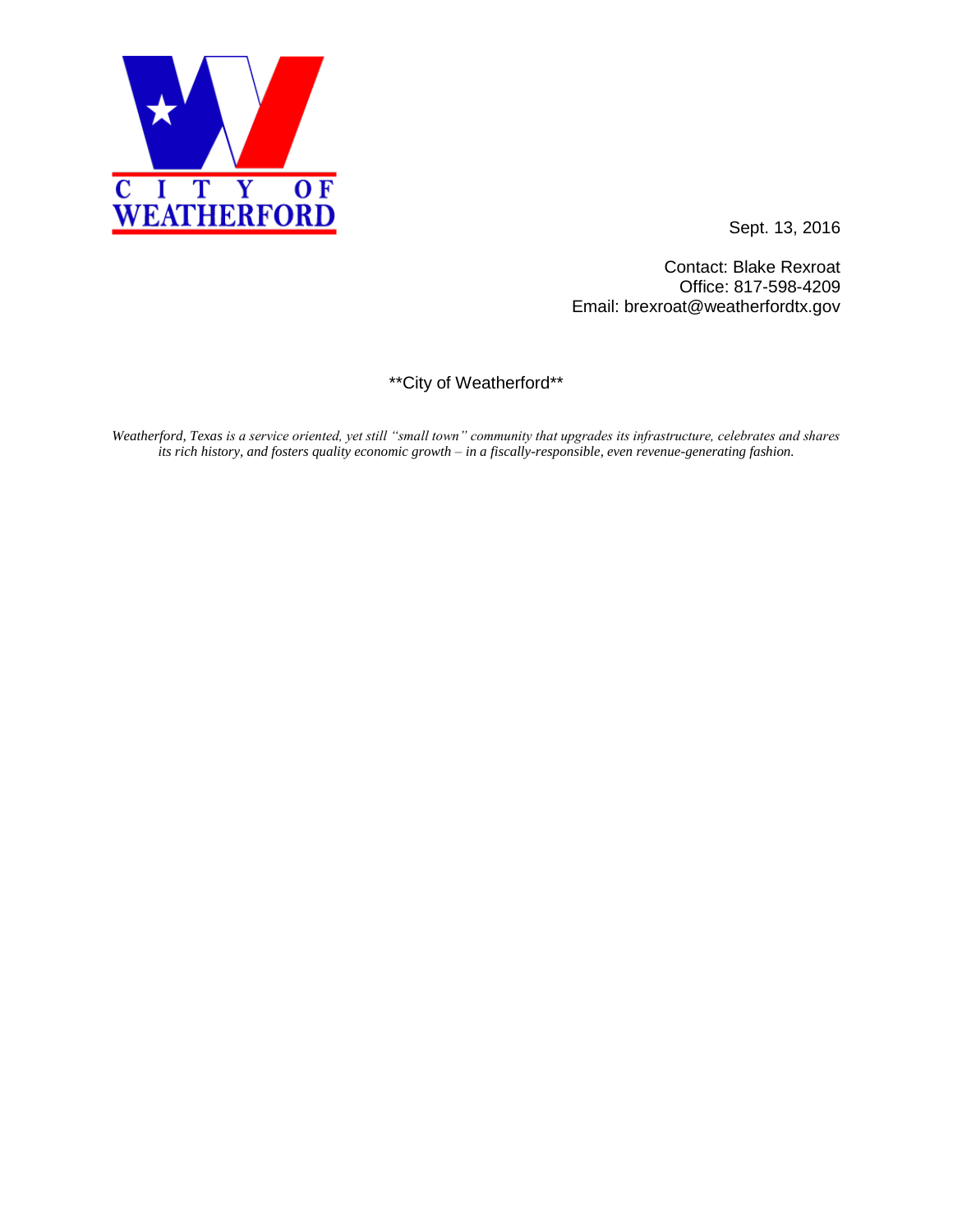CITY OF WEATHERFORD

Sept. 13, 2016

Contact: Blake Rexroat
Office: 817-598-4209
Email: brexroat@weatherfordtx.gov

**City of Weatherford**

*Weatherford, Texas is a service oriented, yet still "small town" community that upgrades its infrastructure, celebrates and shares its rich history, and fosters quality economic growth – in a fiscally-responsible, even revenue-generating fashion.*